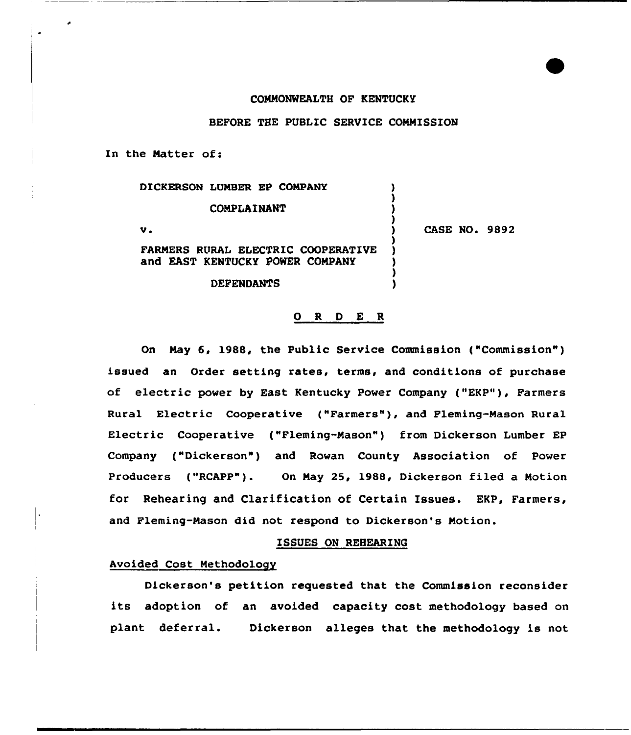COMMONWEALTH OF KENTUCKY

BEFORE THE PUBLIC SERVICE COMMISSION

In the Matter of:

| | | |
|---|---|---|
| DICKERSON LUMBER EP COMPANY<br><br>COMPLAINANT<br><br>v.<br><br>FARMERS RURAL ELECTRIC COOPERATIVE and EAST KENTUCKY POWER COMPANY<br><br>DEFENDANTS | ) | CASE NO. 9892 |

## O R D E R

On May 6, 1988, the Public Service Commission ("Commission") issued an Order setting rates, terms, and conditions of purchase of electric power by East Kentucky Power Company ("EKP"), Farmers Rural Electric Cooperative ("Farmers"), and Fleming-Mason Rural Electric Cooperative ("Fleming-Mason") from Dickerson Lumber EP Company ("Dickerson") and Rowan County Association of Power Producers ("RCAPP"). On May 25, 1988, Dickerson filed a Motion for Rehearing and Clarification of Certain Issues. EKP, Farmers, and Fleming-Mason did not respond to Dickerson's Motion.

### ISSUES ON REHEARING

#### Avoided Cost Methodology

Dickerson's petition requested that the Commission reconsider its adoption of an avoided capacity cost methodology based on plant deferral. Dickerson alleges that the methodology is not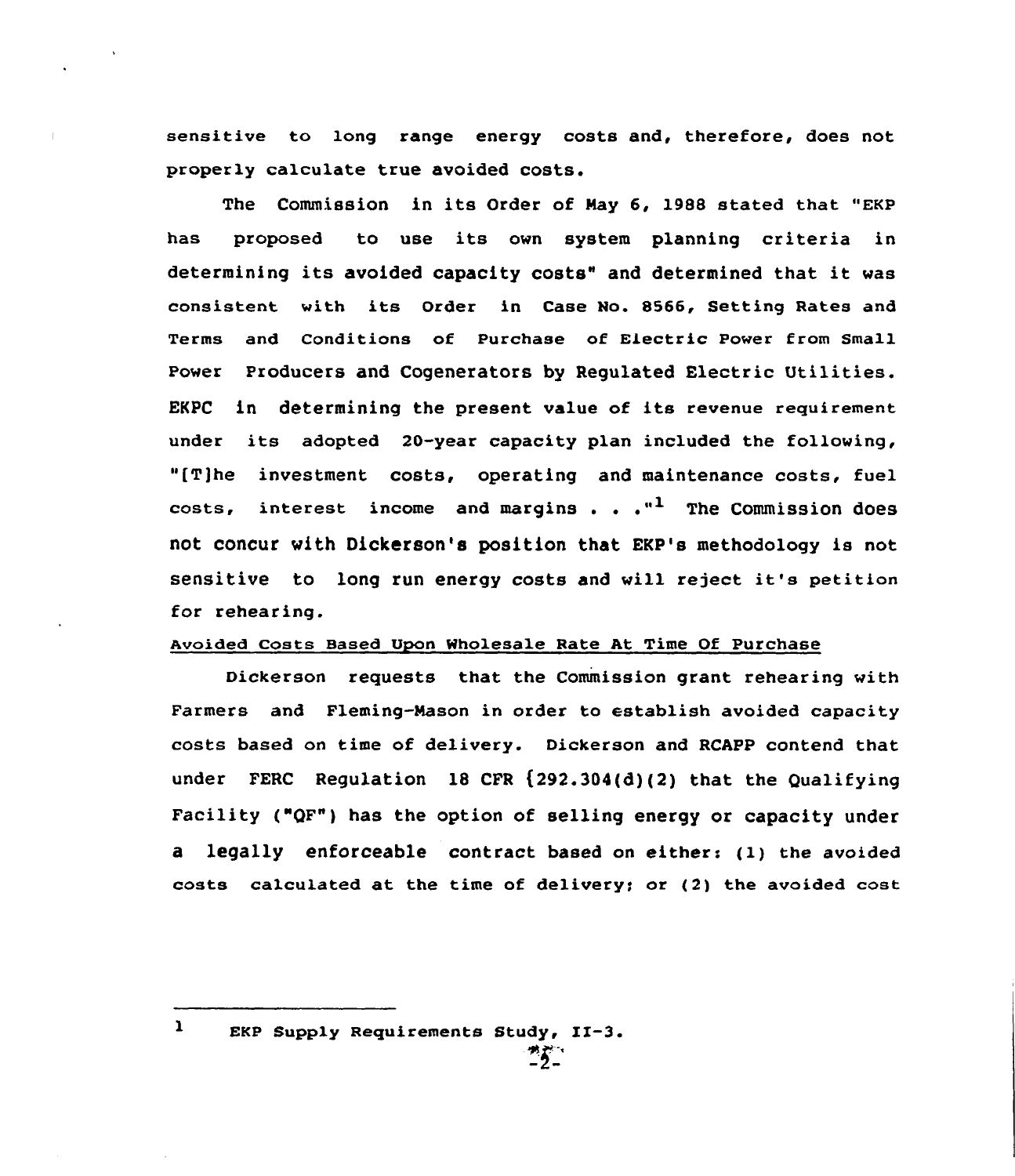sensitive to long range energy costs and, therefore, does not properly calculate true avoided costs.

The Commission in its Order of May 6, 1988 stated that "EKP has proposed to use its own system planning criteria in determining its avoided capacity costs" and determined that it was consistent with its Order in Case No. 8566, Setting Rates and Terms and Conditions of Purchase of Electric Power from Small Power Producers and Cogenerators by Regulated Electric Utilities. EKPC in determining the present value of its revenue requirement under its adopted 20-year capacity plan included the following, "[T]he investment costs, operating and maintenance costs, fuel costs, interest income and margins . . ."[1] The Commission does not concur with Dickerson's position that EKP's methodology is not sensitive to long run energy costs and will reject it's petition for rehearing.

Avoided Costs Based Upon Wholesale Rate At Time Of Purchase

Dickerson requests that the Commission grant rehearing with Farmers and Fleming-Mason in order to establish avoided capacity costs based on time of delivery. Dickerson and RCAPP contend that under FERC Regulation 18 CFR {292.304(d)(2) that the Qualifying Facility ("QF") has the option of selling energy or capacity under a legally enforceable contract based on either: (1) the avoided costs calculated at the time of delivery; or (2) the avoided cost

---

[1] EKP Supply Requirements Study, II-3.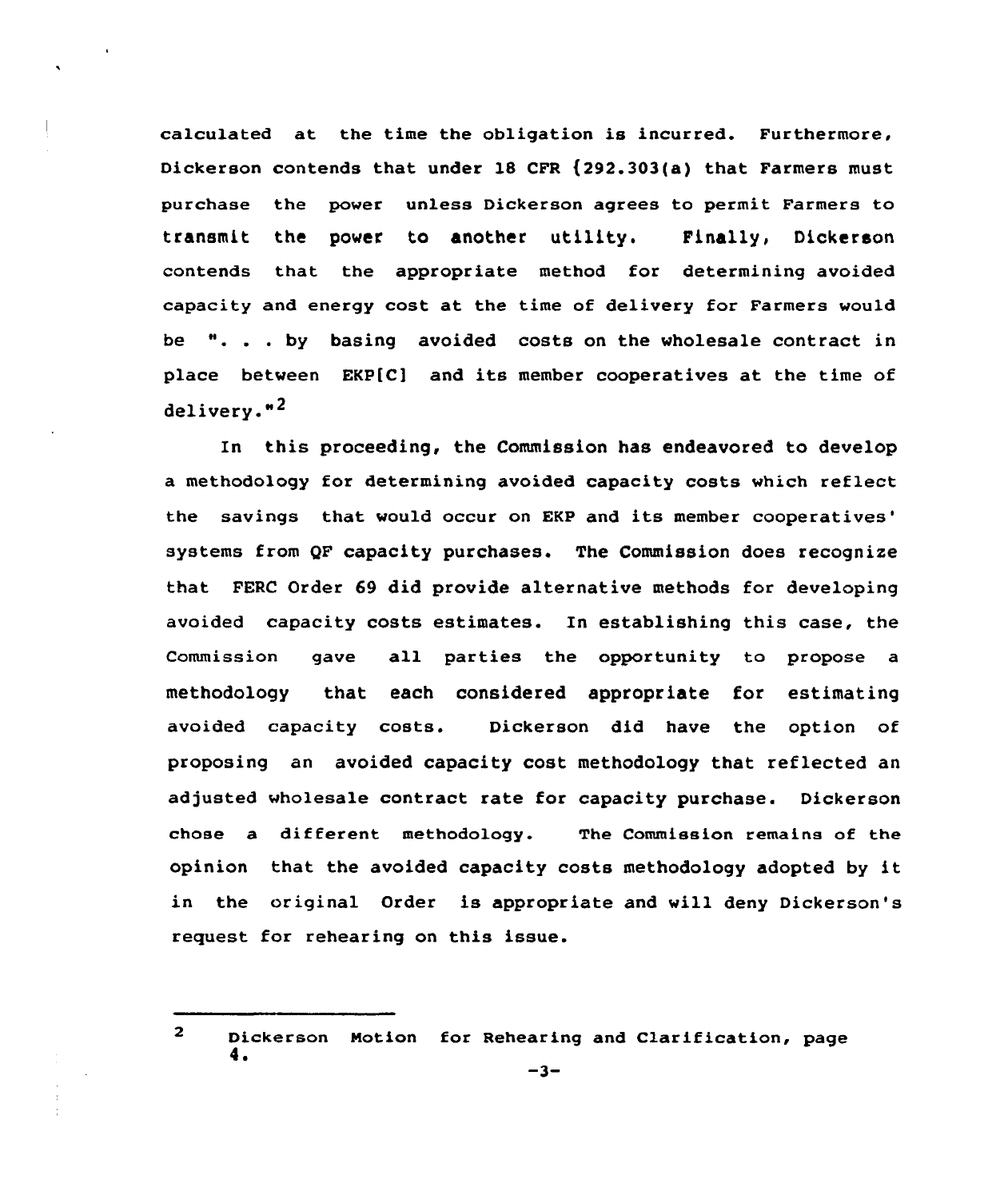calculated at the time the obligation is incurred. Furthermore, Dickerson contends that under 18 CFR §292.303(a) that Farmers must purchase the power unless Dickerson agrees to permit Farmers to transmit the power to another utility. Finally, Dickerson contends that the appropriate method for determining avoided capacity and energy cost at the time of delivery for Farmers would be ". . . by basing avoided costs on the wholesale contract in place between EKP[C] and its member cooperatives at the time of delivery."[2]

In this proceeding, the Commission has endeavored to develop a methodology for determining avoided capacity costs which reflect the savings that would occur on EKP and its member cooperatives' systems from QF capacity purchases. The Commission does recognize that FERC Order 69 did provide alternative methods for developing avoided capacity costs estimates. In establishing this case, the Commission gave all parties the opportunity to propose a methodology that each considered appropriate for estimating avoided capacity costs. Dickerson did have the option of proposing an avoided capacity cost methodology that reflected an adjusted wholesale contract rate for capacity purchase. Dickerson chose a different methodology. The Commission remains of the opinion that the avoided capacity costs methodology adopted by it in the original Order is appropriate and will deny Dickerson's request for rehearing on this issue.

---

[2] Dickerson Motion for Rehearing and Clarification, page 4.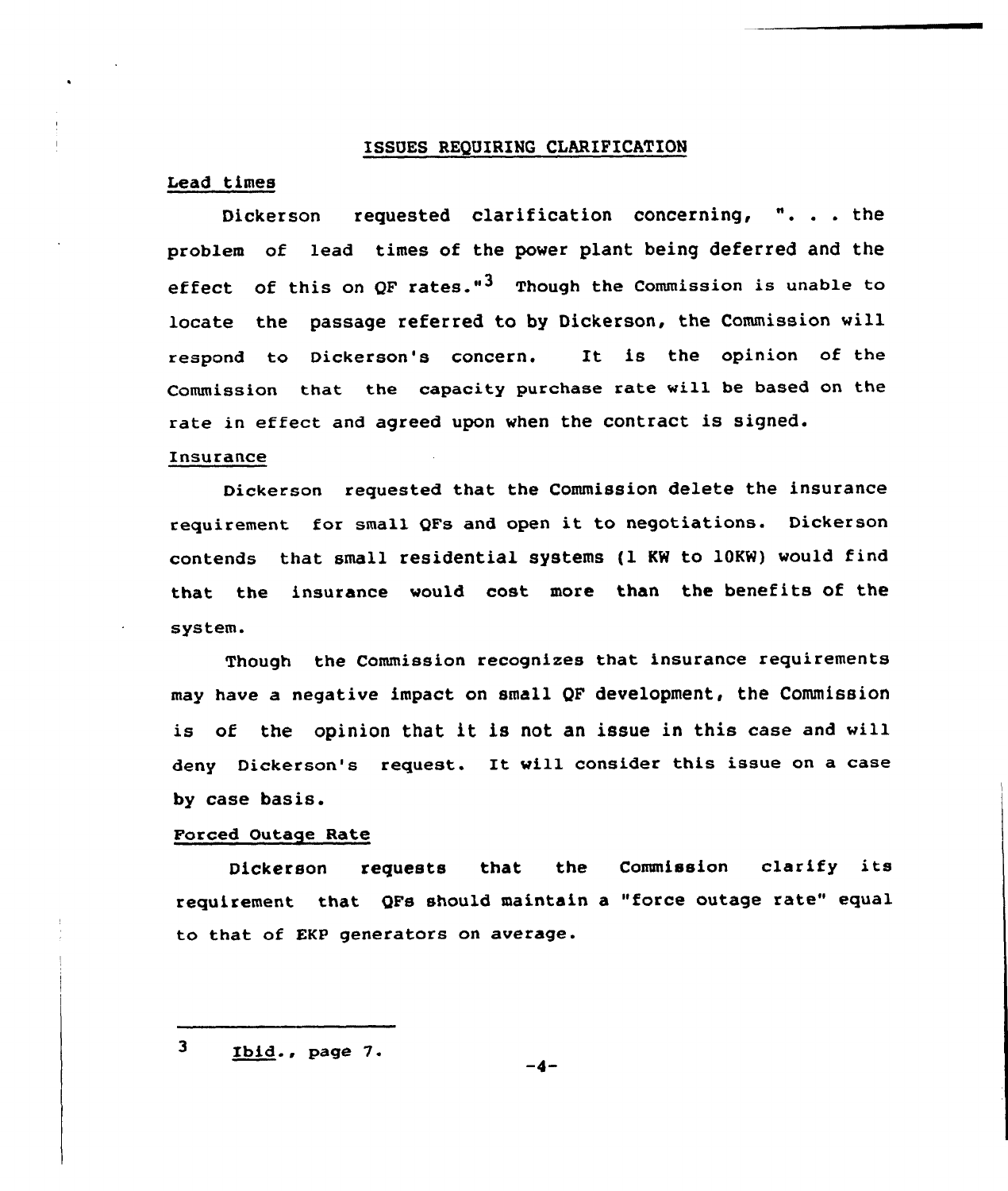## ISSUES REQUIRING CLARIFICATION

### Lead times

Dickerson requested clarification concerning, ". . . the problem of lead times of the power plant being deferred and the effect of this on QF rates."[3] Though the Commission is unable to locate the passage referred to by Dickerson, the Commission will respond to Dickerson's concern. It is the opinion of the Commission that the capacity purchase rate will be based on the rate in effect and agreed upon when the contract is signed.

### Insurance

Dickerson requested that the Commission delete the insurance requirement for small QFs and open it to negotiations. Dickerson contends that small residential systems (1 KW to 10KW) would find that the insurance would cost more than the benefits of the system.

Though the Commission recognizes that insurance requirements may have a negative impact on small QF development, the Commission is of the opinion that it is not an issue in this case and will deny Dickerson's request. It will consider this issue on a case by case basis.

### Forced Outage Rate

Dickerson requests that the Commission clarify its requirement that QFs should maintain a "force outage rate" equal to that of EKP generators on average.

---

[3] Ibid., page 7.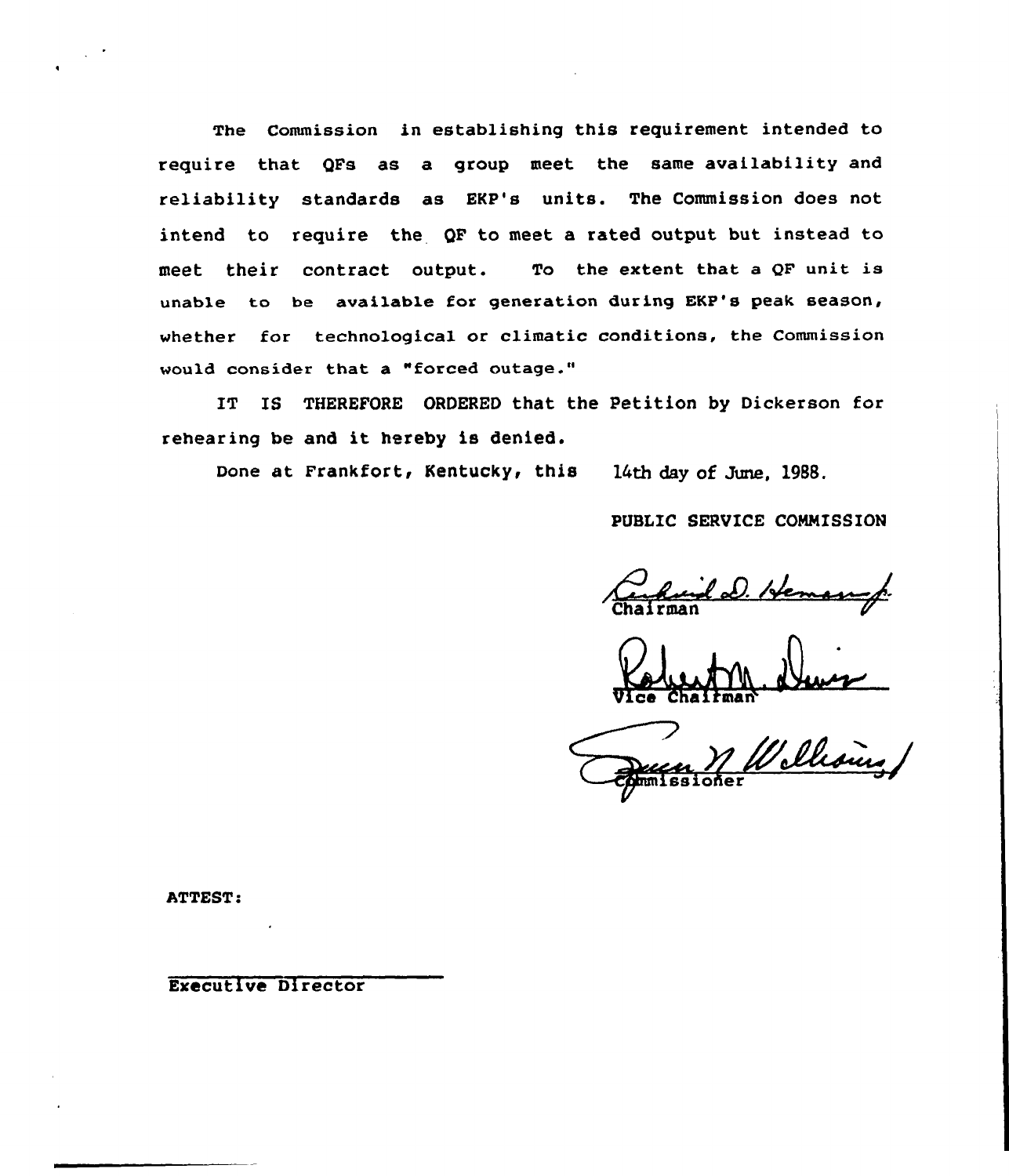The Commission in establishing this requirement intended to require that QFs as a group meet the same availability and reliability standards as EKP's units. The Commission does not intend to require the QF to meet a rated output but instead to meet their contract output. To the extent that a QF unit is unable to be available for generation during EKP's peak season, whether for technological or climatic conditions, the Commission would consider that a "forced outage."

IT IS THEREFORE ORDERED that the Petition by Dickerson for rehearing be and it hereby is denied.

Done at Frankfort, Kentucky, this 14th day of June, 1988.

PUBLIC SERVICE COMMISSION

Chairman

Vice Chairman

Commissioner

ATTEST:

Executive Director